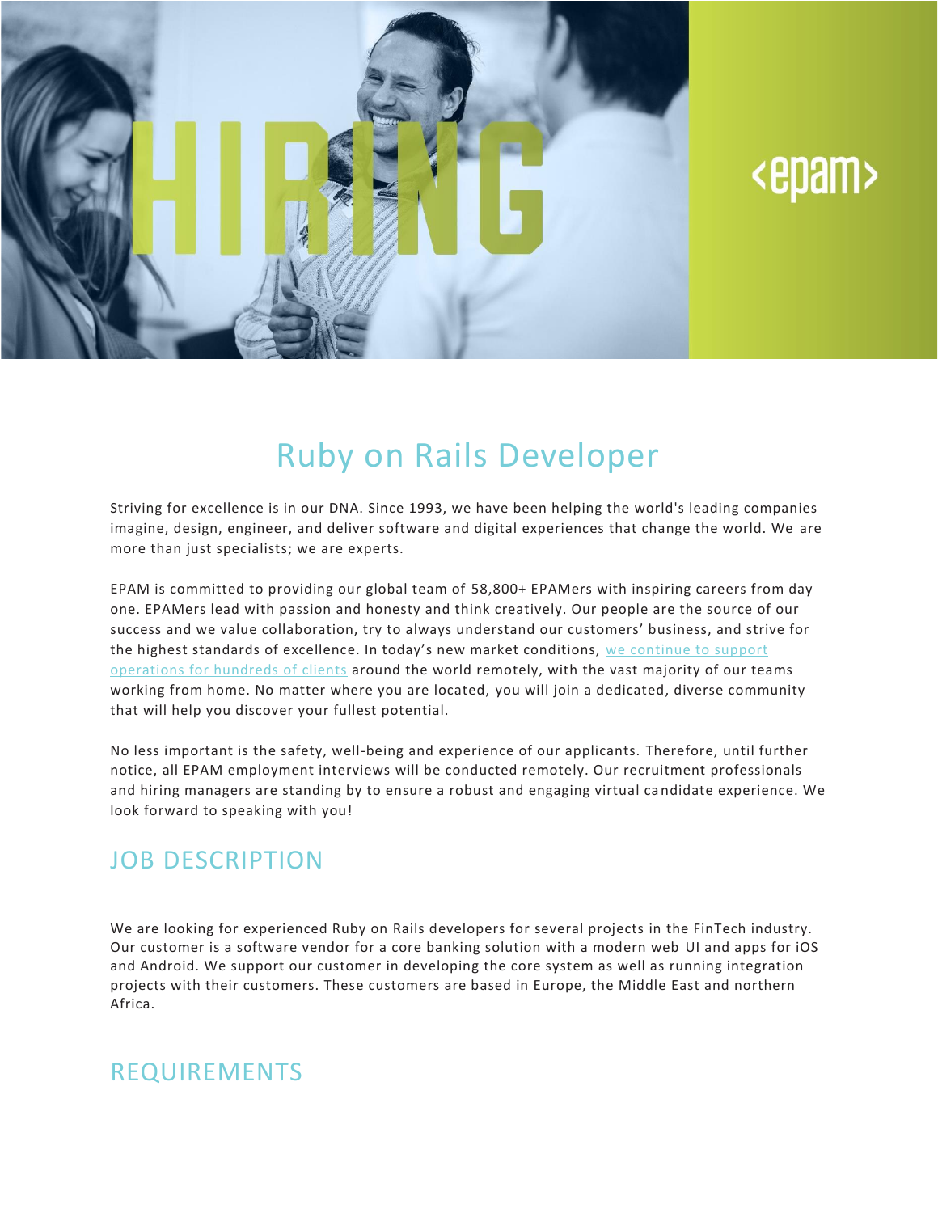# Ruby on Rails Developer

Striving for excellence is in our DNA. Since 1993, we have been helping the world's leading companies imagine, design, engineer, and deliver software and digital experiences that change the world. We are more than just specialists; we are experts.

EPAM is committed to providing our global team of 58,800+ EPAMers with inspiring careers from day one. EPAMers lead with passion and honesty and think creatively. Our people are the source of our success and we value collaboration, try to always understand our customers' business, and strive for the highest standards of excellence. In today's new market conditions, we continue to support operations for hundreds of clients around the world remotely, with the vast majority of our teams working from home. No matter where you are located, you will join a dedicated, diverse community that will help you discover your fullest potential.

No less important is the safety, well-being and experience of our applicants. Therefore, until further notice, all EPAM employment interviews will be conducted remotely. Our recruitment professionals and hiring managers are standing by to ensure a robust and engaging virtual candidate experience. We look forward to speaking with you!

## JOB DESCRIPTION

We are looking for experienced Ruby on Rails developers for several projects in the FinTech industry. Our customer is a software vendor for a core banking solution with a modern web UI and apps for iOS and Android. We support our customer in developing the core system as well as running integration projects with their customers. These customers are based in Europe, the Middle East and northern Africa.

## REQUIREMENTS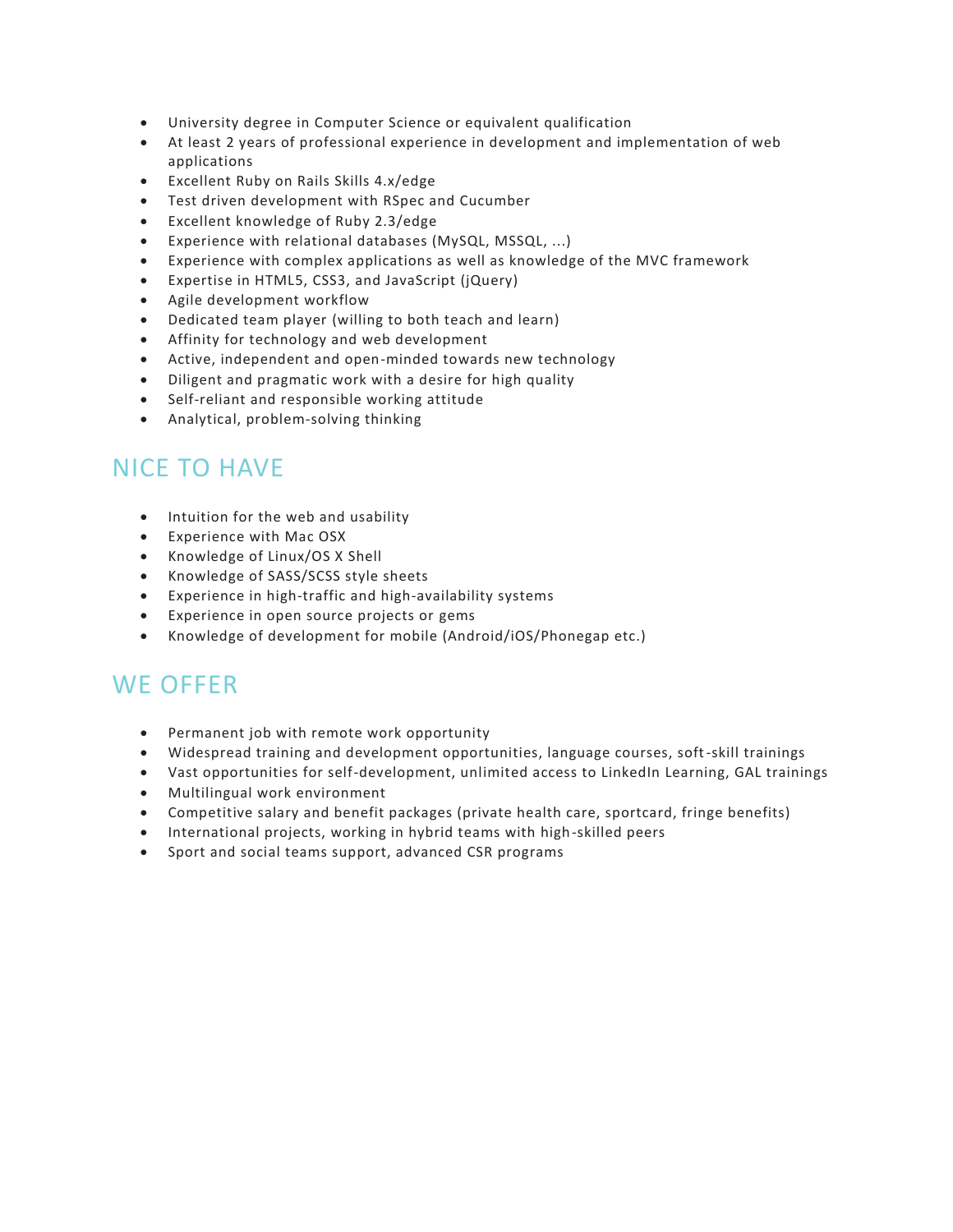- University degree in Computer Science or equivalent qualification
- At least 2 years of professional experience in development and implementation of web applications
- Excellent Ruby on Rails Skills 4.x/edge
- Test driven development with RSpec and Cucumber
- Excellent knowledge of Ruby 2.3/edge
- Experience with relational databases (MySQL, MSSQL, ...)
- Experience with complex applications as well as knowledge of the MVC framework
- Expertise in HTML5, CSS3, and JavaScript (jQuery)
- Agile development workflow
- Dedicated team player (willing to both teach and learn)
- Affinity for technology and web development
- Active, independent and open-minded towards new technology
- Diligent and pragmatic work with a desire for high quality
- Self-reliant and responsible working attitude
- Analytical, problem-solving thinking

## NICE TO HAVE

- Intuition for the web and usability
- Experience with Mac OSX
- Knowledge of Linux/OS X Shell
- Knowledge of SASS/SCSS style sheets
- Experience in high-traffic and high-availability systems
- Experience in open source projects or gems
- Knowledge of development for mobile (Android/iOS/Phonegap etc.)

## WE OFFER

- Permanent job with remote work opportunity
- Widespread training and development opportunities, language courses, soft-skill trainings
- Vast opportunities for self-development, unlimited access to LinkedIn Learning, GAL trainings
- Multilingual work environment
- Competitive salary and benefit packages (private health care, sportcard, fringe benefits)
- International projects, working in hybrid teams with high-skilled peers
- Sport and social teams support, advanced CSR programs